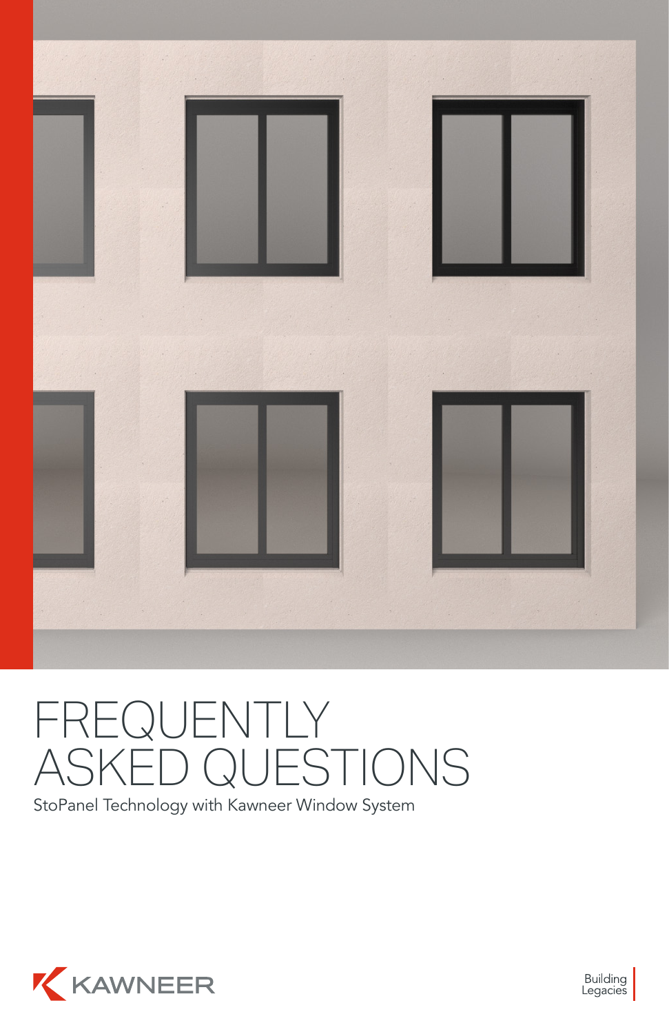# FREQUENTLY ASKED QUESTIONS

StoPanel Technology with Kawneer Window System

KAWNEER

Building Legacies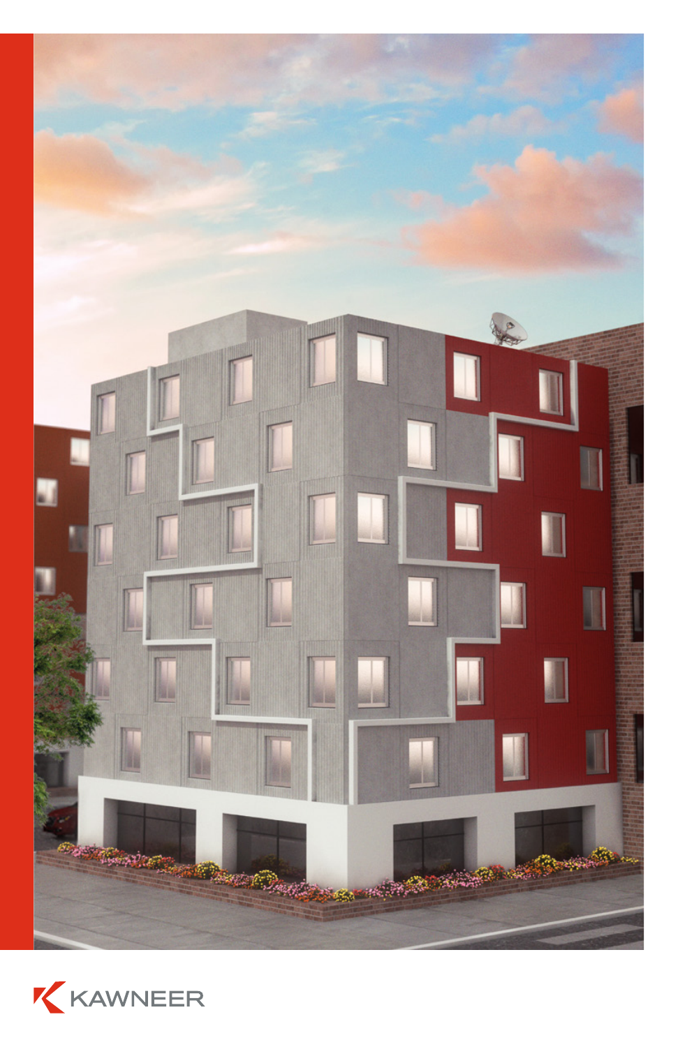KAWNEER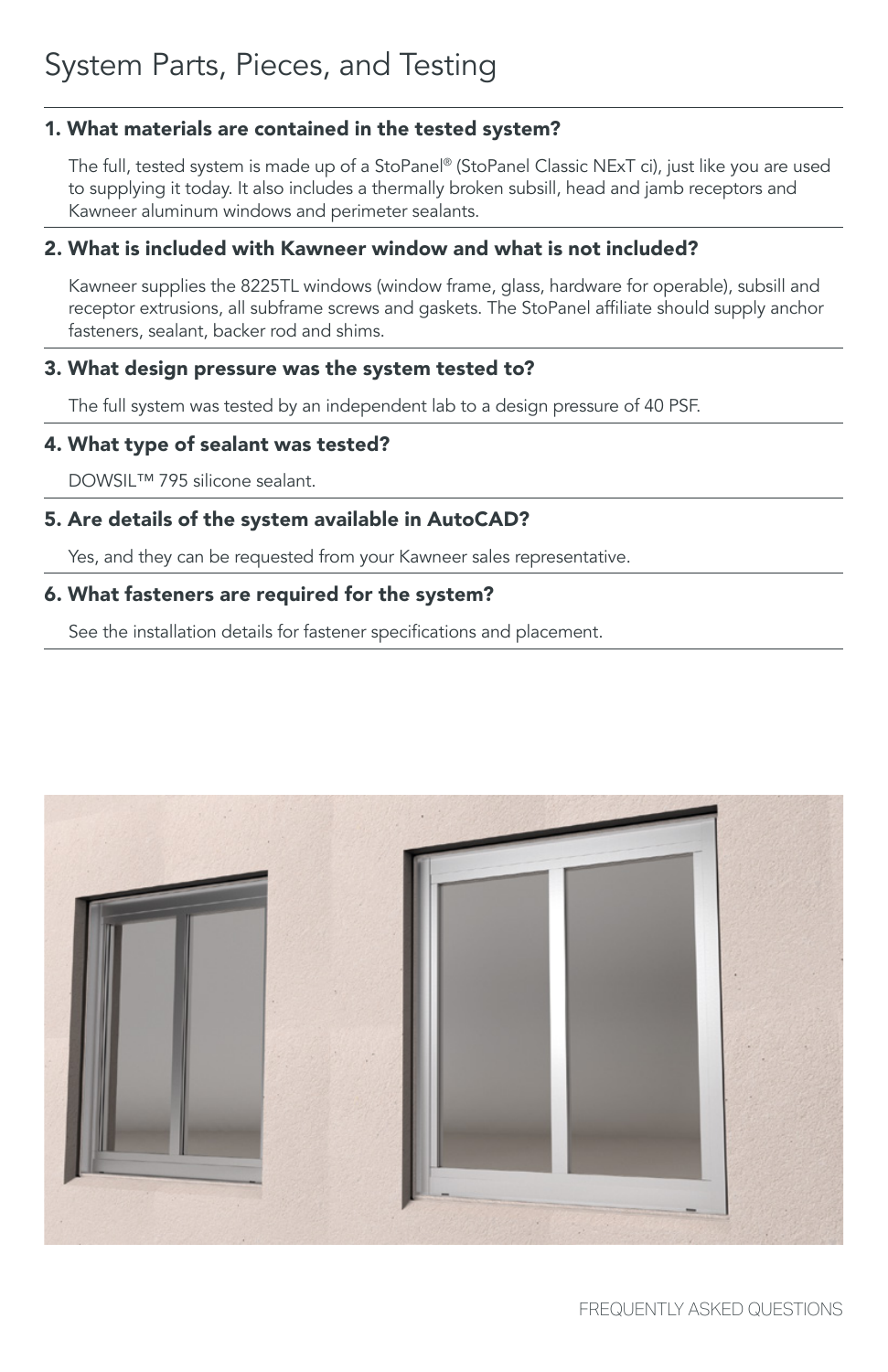# System Parts, Pieces, and Testing

## 1. What materials are contained in the tested system?

The full, tested system is made up of a StoPanel® (StoPanel Classic NExT ci), just like you are used to supplying it today. It also includes a thermally broken subsill, head and jamb receptors and Kawneer aluminum windows and perimeter sealants.

## 2. What is included with Kawneer window and what is not included?

Kawneer supplies the 8225TL windows (window frame, glass, hardware for operable), subsill and receptor extrusions, all subframe screws and gaskets. The StoPanel affiliate should supply anchor fasteners, sealant, backer rod and shims.

## 3. What design pressure was the system tested to?

The full system was tested by an independent lab to a design pressure of 40 PSF.

## 4. What type of sealant was tested?

DOWSIL™ 795 silicone sealant.

## 5. Are details of the system available in AutoCAD?

Yes, and they can be requested from your Kawneer sales representative.

## 6. What fasteners are required for the system?

See the installation details for fastener specifications and placement.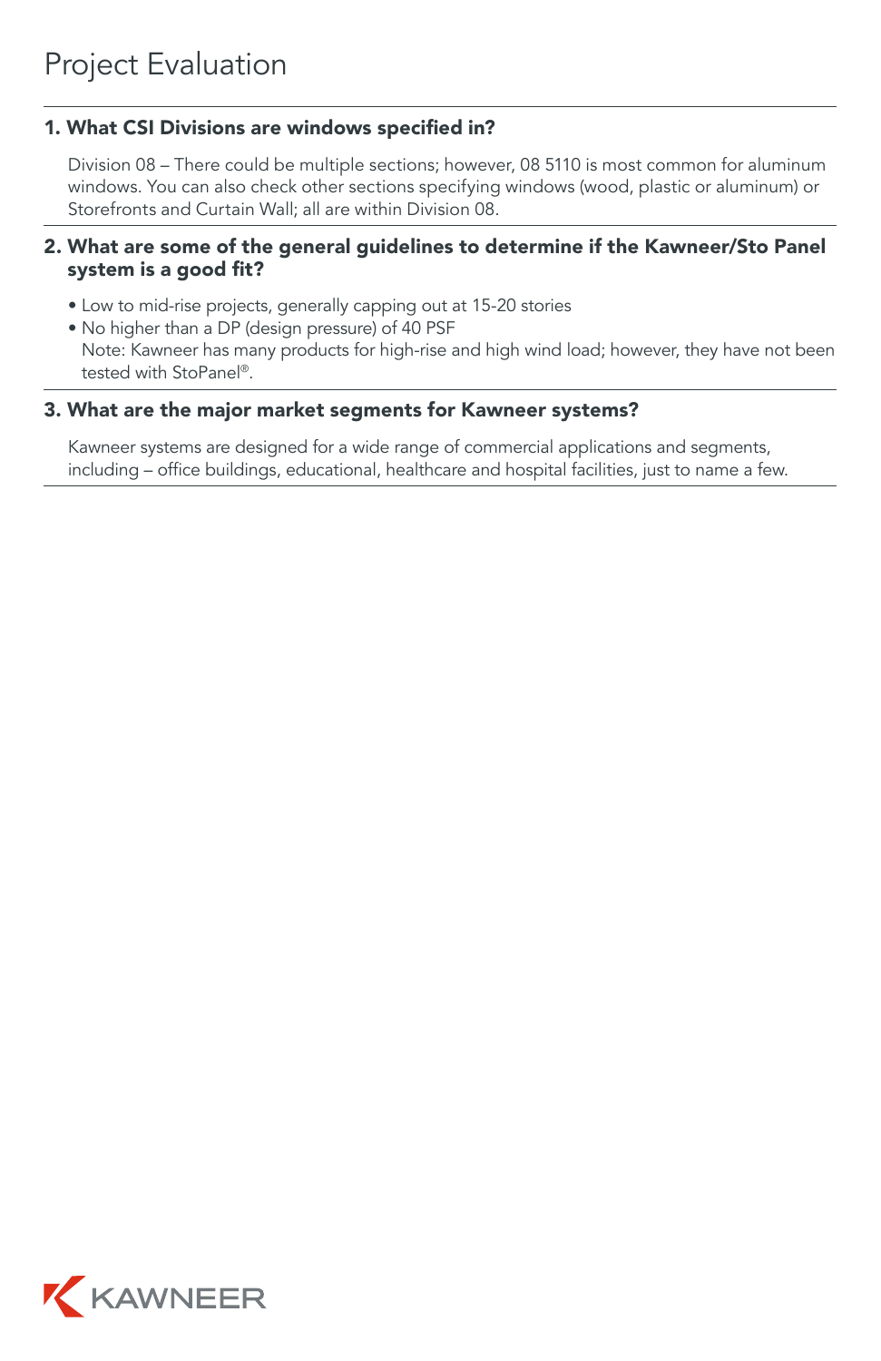# Project Evaluation

## 1. What CSI Divisions are windows specified in?

Division 08 – There could be multiple sections; however, 08 5110 is most common for aluminum windows. You can also check other sections specifying windows (wood, plastic or aluminum) or Storefronts and Curtain Wall; all are within Division 08.

## 2. What are some of the general guidelines to determine if the Kawneer/Sto Panel system is a good fit?

- Low to mid-rise projects, generally capping out at 15-20 stories
- No higher than a DP (design pressure) of 40 PSF

Note: Kawneer has many products for high-rise and high wind load; however, they have not been tested with StoPanel®.

## 3. What are the major market segments for Kawneer systems?

Kawneer systems are designed for a wide range of commercial applications and segments, including – office buildings, educational, healthcare and hospital facilities, just to name a few.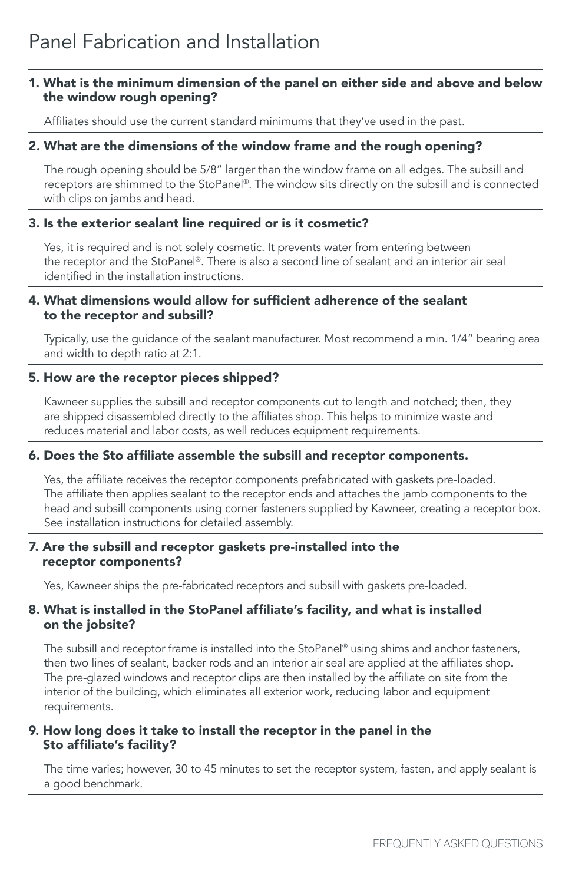# Panel Fabrication and Installation

**1. What is the minimum dimension of the panel on either side and above and below the window rough opening?**

Affiliates should use the current standard minimums that they've used in the past.

**2. What are the dimensions of the window frame and the rough opening?**

The rough opening should be 5/8" larger than the window frame on all edges. The subsill and receptors are shimmed to the StoPanel®. The window sits directly on the subsill and is connected with clips on jambs and head.

**3. Is the exterior sealant line required or is it cosmetic?**

Yes, it is required and is not solely cosmetic. It prevents water from entering between the receptor and the StoPanel®. There is also a second line of sealant and an interior air seal identified in the installation instructions.

**4. What dimensions would allow for sufficient adherence of the sealant to the receptor and subsill?**

Typically, use the guidance of the sealant manufacturer. Most recommend a min. 1/4" bearing area and width to depth ratio at 2:1.

**5. How are the receptor pieces shipped?**

Kawneer supplies the subsill and receptor components cut to length and notched; then, they are shipped disassembled directly to the affiliates shop. This helps to minimize waste and reduces material and labor costs, as well reduces equipment requirements.

**6. Does the Sto affiliate assemble the subsill and receptor components.**

Yes, the affiliate receives the receptor components prefabricated with gaskets pre-loaded. The affiliate then applies sealant to the receptor ends and attaches the jamb components to the head and subsill components using corner fasteners supplied by Kawneer, creating a receptor box. See installation instructions for detailed assembly.

**7. Are the subsill and receptor gaskets pre-installed into the receptor components?**

Yes, Kawneer ships the pre-fabricated receptors and subsill with gaskets pre-loaded.

**8. What is installed in the StoPanel affiliate's facility, and what is installed on the jobsite?**

The subsill and receptor frame is installed into the StoPanel® using shims and anchor fasteners, then two lines of sealant, backer rods and an interior air seal are applied at the affiliates shop. The pre-glazed windows and receptor clips are then installed by the affiliate on site from the interior of the building, which eliminates all exterior work, reducing labor and equipment requirements.

**9. How long does it take to install the receptor in the panel in the Sto affiliate's facility?**

The time varies; however, 30 to 45 minutes to set the receptor system, fasten, and apply sealant is a good benchmark.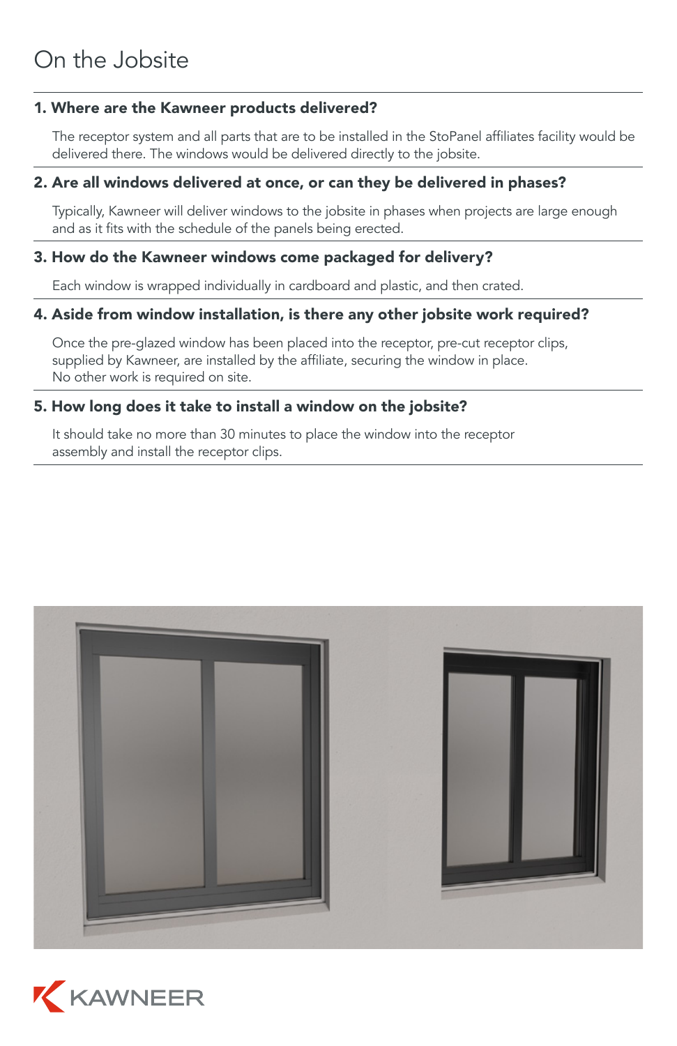# On the Jobsite

### 1. Where are the Kawneer products delivered?

The receptor system and all parts that are to be installed in the StoPanel affiliates facility would be delivered there. The windows would be delivered directly to the jobsite.

### 2. Are all windows delivered at once, or can they be delivered in phases?

Typically, Kawneer will deliver windows to the jobsite in phases when projects are large enough and as it fits with the schedule of the panels being erected.

### 3. How do the Kawneer windows come packaged for delivery?

Each window is wrapped individually in cardboard and plastic, and then crated.

### 4. Aside from window installation, is there any other jobsite work required?

Once the pre-glazed window has been placed into the receptor, pre-cut receptor clips, supplied by Kawneer, are installed by the affiliate, securing the window in place.
No other work is required on site.

### 5. How long does it take to install a window on the jobsite?

It should take no more than 30 minutes to place the window into the receptor assembly and install the receptor clips.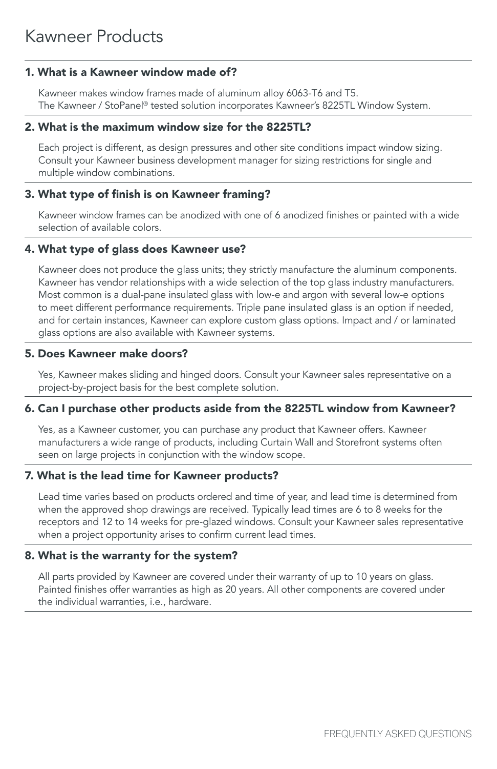# Kawneer Products

### 1. What is a Kawneer window made of?

Kawneer makes window frames made of aluminum alloy 6063-T6 and T5.
The Kawneer / StoPanel® tested solution incorporates Kawneer's 8225TL Window System.

### 2. What is the maximum window size for the 8225TL?

Each project is different, as design pressures and other site conditions impact window sizing. Consult your Kawneer business development manager for sizing restrictions for single and multiple window combinations.

### 3. What type of finish is on Kawneer framing?

Kawneer window frames can be anodized with one of 6 anodized finishes or painted with a wide selection of available colors.

### 4. What type of glass does Kawneer use?

Kawneer does not produce the glass units; they strictly manufacture the aluminum components. Kawneer has vendor relationships with a wide selection of the top glass industry manufacturers. Most common is a dual-pane insulated glass with low-e and argon with several low-e options to meet different performance requirements. Triple pane insulated glass is an option if needed, and for certain instances, Kawneer can explore custom glass options. Impact and / or laminated glass options are also available with Kawneer systems.

### 5. Does Kawneer make doors?

Yes, Kawneer makes sliding and hinged doors. Consult your Kawneer sales representative on a project-by-project basis for the best complete solution.

### 6. Can I purchase other products aside from the 8225TL window from Kawneer?

Yes, as a Kawneer customer, you can purchase any product that Kawneer offers. Kawneer manufacturers a wide range of products, including Curtain Wall and Storefront systems often seen on large projects in conjunction with the window scope.

### 7. What is the lead time for Kawneer products?

Lead time varies based on products ordered and time of year, and lead time is determined from when the approved shop drawings are received. Typically lead times are 6 to 8 weeks for the receptors and 12 to 14 weeks for pre-glazed windows. Consult your Kawneer sales representative when a project opportunity arises to confirm current lead times.

### 8. What is the warranty for the system?

All parts provided by Kawneer are covered under their warranty of up to 10 years on glass. Painted finishes offer warranties as high as 20 years. All other components are covered under the individual warranties, i.e., hardware.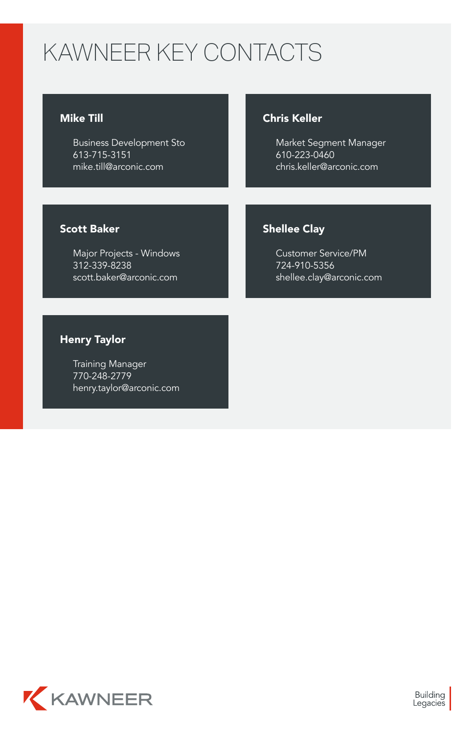# KAWNEER KEY CONTACTS

**Mike Till**

Business Development Sto
613-715-3151
mike.till@arconic.com

**Chris Keller**

Market Segment Manager
610-223-0460
chris.keller@arconic.com

**Scott Baker**

Major Projects - Windows
312-339-8238
scott.baker@arconic.com

**Shellee Clay**

Customer Service/PM
724-910-5356
shellee.clay@arconic.com

**Henry Taylor**

Training Manager
770-248-2779
henry.taylor@arconic.com

KAWNEER

Building Legacies